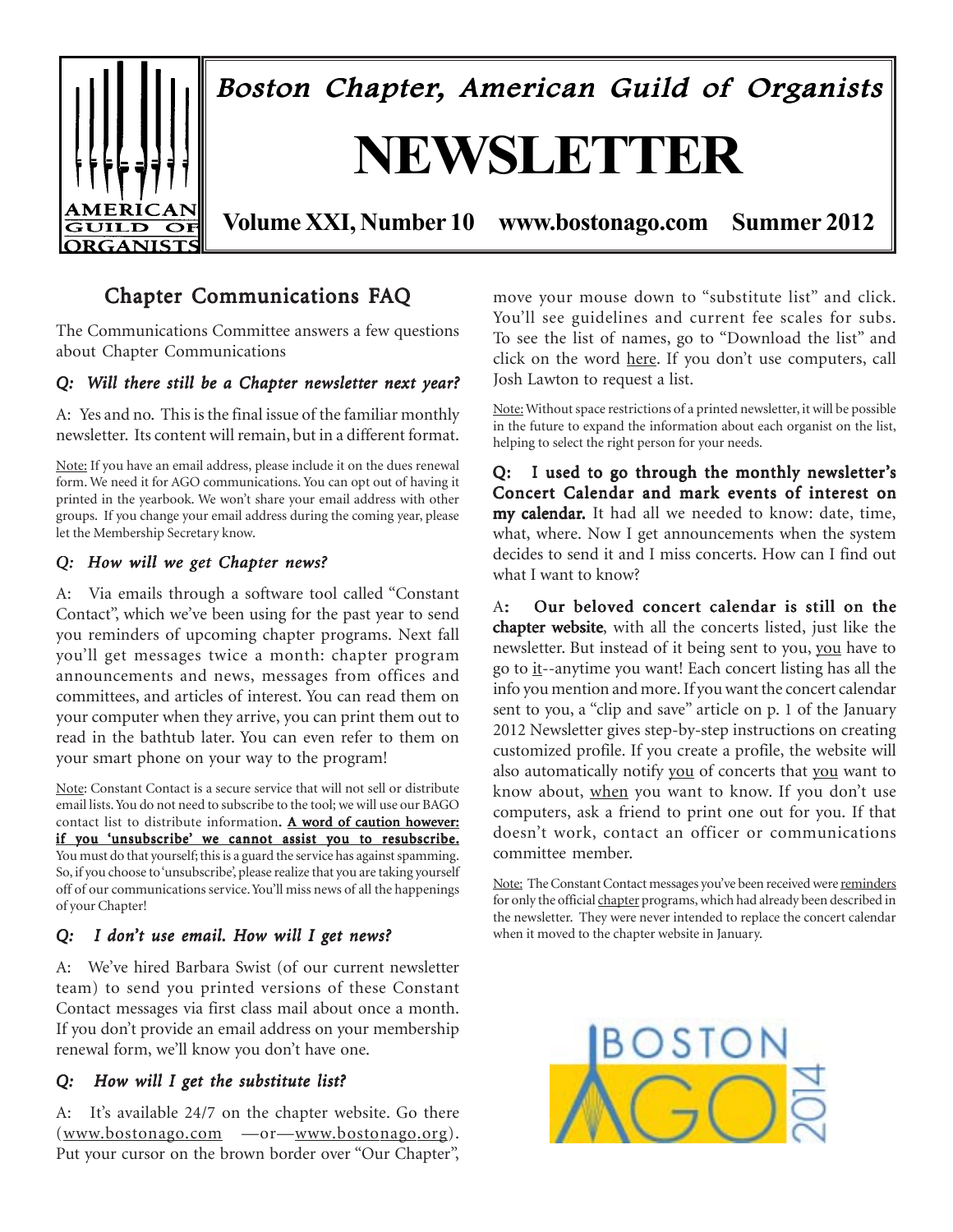# Boston Chapter, American Guild of Organists

# NEWSLETTER

**Volume XXI, Number 10 www.bostonago.com Summer 2012**

## Chapter Communications FAQ

The Communications Committee answers a few questions about Chapter Communications

### *Q: Will there still be a Chapter newsletter next year?*

A: Yes and no. This is the final issue of the familiar monthly newsletter. Its content will remain, but in a different format.

Note: If you have an email address, please include it on the dues renewal form. We need it for AGO communications. You can opt out of having it printed in the yearbook. We won't share your email address with other groups. If you change your email address during the coming year, please let the Membership Secretary know.

### *Q: How will we get Chapter news?*

A: Via emails through a software tool called "Constant Contact", which we've been using for the past year to send you reminders of upcoming chapter programs. Next fall you'll get messages twice a month: chapter program announcements and news, messages from offices and committees, and articles of interest. You can read them on your computer when they arrive, you can print them out to read in the bathtub later. You can even refer to them on your smart phone on your way to the program!

Note: Constant Contact is a secure service that will not sell or distribute email lists. You do not need to subscribe to the tool; we will use our BAGO contact list to distribute information. **A word of caution however: if you 'unsubscribe' we cannot assist you to resubscribe.** You must do that yourself; this is a guard the service has against spamming. So, if you choose to 'unsubscribe', please realize that you are taking yourself off of our communications service. You'll miss news of all the happenings of your Chapter!

### *Q: I don't use email. How will I get news?*

A: We've hired Barbara Swist (of our current newsletter team) to send you printed versions of these Constant Contact messages via first class mail about once a month. If you don't provide an email address on your membership renewal form, we'll know you don't have one.

### *Q: How will I get the substitute list?*

A: It's available 24/7 on the chapter website. Go there (www.bostonago.com —or—www.bostonago.org). Put your cursor on the brown border over "Our Chapter", move your mouse down to "substitute list" and click. You'll see guidelines and current fee scales for subs. To see the list of names, go to "Download the list" and click on the word here. If you don't use computers, call Josh Lawton to request a list.

Note: Without space restrictions of a printed newsletter, it will be possible in the future to expand the information about each organist on the list, helping to select the right person for your needs.

**Q: I used to go through the monthly newsletter's Concert Calendar and mark events of interest on my calendar.** It had all we needed to know: date, time, what, where. Now I get announcements when the system decides to send it and I miss concerts. How can I find out what I want to know?

A**: Our beloved concert calendar is still on the chapter website**, with all the concerts listed, just like the newsletter. But instead of it being sent to you, you have to go to it--anytime you want! Each concert listing has all the info you mention and more. If you want the concert calendar sent to you, a "clip and save" article on p. 1 of the January 2012 Newsletter gives step-by-step instructions on creating customized profile. If you create a profile, the website will also automatically notify you of concerts that you want to know about, when you want to know. If you don't use computers, ask a friend to print one out for you. If that doesn't work, contact an officer or communications committee member.

Note: The Constant Contact messages you've been received were reminders for only the official chapter programs, which had already been described in the newsletter. They were never intended to replace the concert calendar when it moved to the chapter website in January.

BOSTON AGO 2014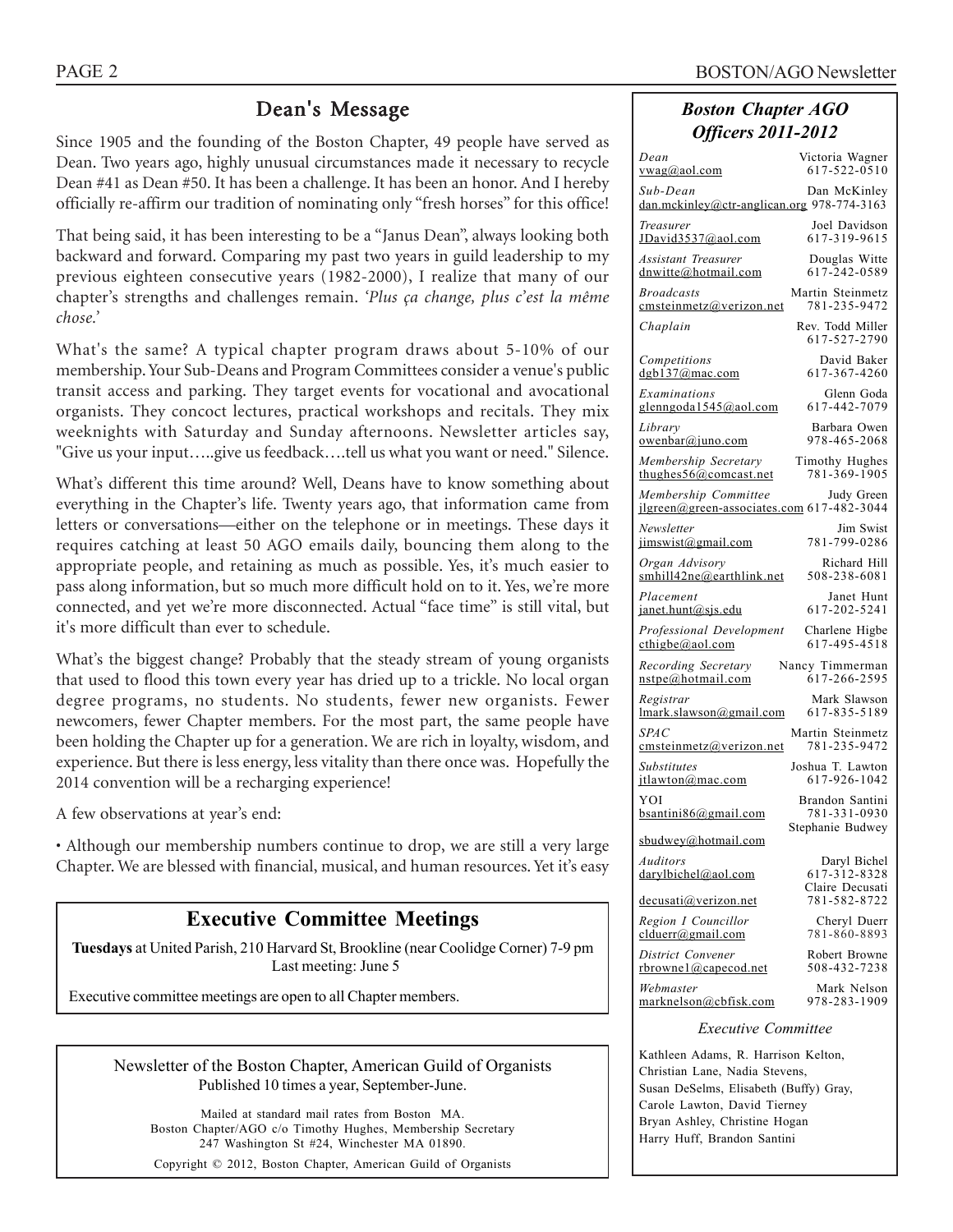## Dean's Message

Since 1905 and the founding of the Boston Chapter, 49 people have served as Dean. Two years ago, highly unusual circumstances made it necessary to recycle Dean #41 as Dean #50. It has been a challenge. It has been an honor. And I hereby officially re-affirm our tradition of nominating only "fresh horses" for this office!

That being said, it has been interesting to be a "Janus Dean", always looking both backward and forward. Comparing my past two years in guild leadership to my previous eighteen consecutive years (1982-2000), I realize that many of our chapter's strengths and challenges remain. *'Plus ça change, plus c'est la même chose.'*

What's the same? A typical chapter program draws about 5-10% of our membership. Your Sub-Deans and Program Committees consider a venue's public transit access and parking. They target events for vocational and avocational organists. They concoct lectures, practical workshops and recitals. They mix weeknights with Saturday and Sunday afternoons. Newsletter articles say, "Give us your input…..give us feedback….tell us what you want or need." Silence.

What's different this time around? Well, Deans have to know something about everything in the Chapter's life. Twenty years ago, that information came from letters or conversations—either on the telephone or in meetings. These days it requires catching at least 50 AGO emails daily, bouncing them along to the appropriate people, and retaining as much as possible. Yes, it's much easier to pass along information, but so much more difficult hold on to it. Yes, we're more connected, and yet we're more disconnected. Actual "face time" is still vital, but it's more difficult than ever to schedule.

What's the biggest change? Probably that the steady stream of young organists that used to flood this town every year has dried up to a trickle. No local organ degree programs, no students. No students, fewer new organists. Fewer newcomers, fewer Chapter members. For the most part, the same people have been holding the Chapter up for a generation. We are rich in loyalty, wisdom, and experience. But there is less energy, less vitality than there once was. Hopefully the 2014 convention will be a recharging experience!

A few observations at year's end:

• Although our membership numbers continue to drop, we are still a very large Chapter. We are blessed with financial, musical, and human resources. Yet it's easy

## Executive Committee Meetings

**Tuesdays** at United Parish, 210 Harvard St, Brookline (near Coolidge Corner) 7-9 pm
Last meeting: June 5

Executive committee meetings are open to all Chapter members.

---

Newsletter of the Boston Chapter, American Guild of Organists
Published 10 times a year, September-June.

Mailed at standard mail rates from Boston MA.
Boston Chapter/AGO c/o Timothy Hughes, Membership Secretary
247 Washington St #24, Winchester MA 01890.

Copyright © 2012, Boston Chapter, American Guild of Organists

---

### *Boston Chapter AGO Officers 2011-2012*

| Office | Name | Email | Phone |
|---|---|---|---|
| *Dean* | Victoria Wagner | vwag@aol.com | 617-522-0510 |
| *Sub-Dean* | Dan McKinley | dan.mckinley@ctr-anglican.org | 978-774-3163 |
| *Treasurer* | Joel Davidson | JDavid3537@aol.com | 617-319-9615 |
| *Assistant Treasurer* | Douglas Witte | dnwitte@hotmail.com | 617-242-0589 |
| *Broadcasts* | Martin Steinmetz | cmsteinmetz@verizon.net | 781-235-9472 |
| *Chaplain* | Rev. Todd Miller | | 617-527-2790 |
| *Competitions* | David Baker | dgb137@mac.com | 617-367-4260 |
| *Examinations* | Glenn Goda | glenngoda1545@aol.com | 617-442-7079 |
| *Library* | Barbara Owen | owenbar@juno.com | 978-465-2068 |
| *Membership Secretary* | Timothy Hughes | thughes56@comcast.net | 781-369-1905 |
| *Membership Committee* | Judy Green | jlgreen@green-associates.com | 617-482-3044 |
| *Newsletter* | Jim Swist | jimswist@gmail.com | 781-799-0286 |
| *Organ Advisory* | Richard Hill | smhill42ne@earthlink.net | 508-238-6081 |
| *Placement* | Janet Hunt | janet.hunt@sjs.edu | 617-202-5241 |
| *Professional Development* | Charlene Higbe | cthigbe@aol.com | 617-495-4518 |
| *Recording Secretary* | Nancy Timmerman | nstpe@hotmail.com | 617-266-2595 |
| *Registrar* | Mark Slawson | lmark.slawson@gmail.com | 617-835-5189 |
| *SPAC* | Martin Steinmetz | cmsteinmetz@verizon.net | 781-235-9472 |
| *Substitutes* | Joshua T. Lawton | jtlawton@mac.com | 617-926-1042 |
| YOI | Brandon Santini | bsantini86@gmail.com | 781-331-0930 |
| | Stephanie Budwey | sbudwey@hotmail.com | |
| *Auditors* | Daryl Bichel | darylbichel@aol.com | 617-312-8328 |
| | Claire Decusati | decusati@verizon.net | 781-582-8722 |
| *Region I Councillor* | Cheryl Duerr | clduerr@gmail.com | 781-860-8893 |
| *District Convener* | Robert Browne | rbrowne1@capecod.net | 508-432-7238 |
| *Webmaster* | Mark Nelson | marknelson@cbfisk.com | 978-283-1909 |

*Executive Committee*

Kathleen Adams, R. Harrison Kelton, Christian Lane, Nadia Stevens, Susan DeSelms, Elisabeth (Buffy) Gray, Carole Lawton, David Tierney Bryan Ashley, Christine Hogan Harry Huff, Brandon Santini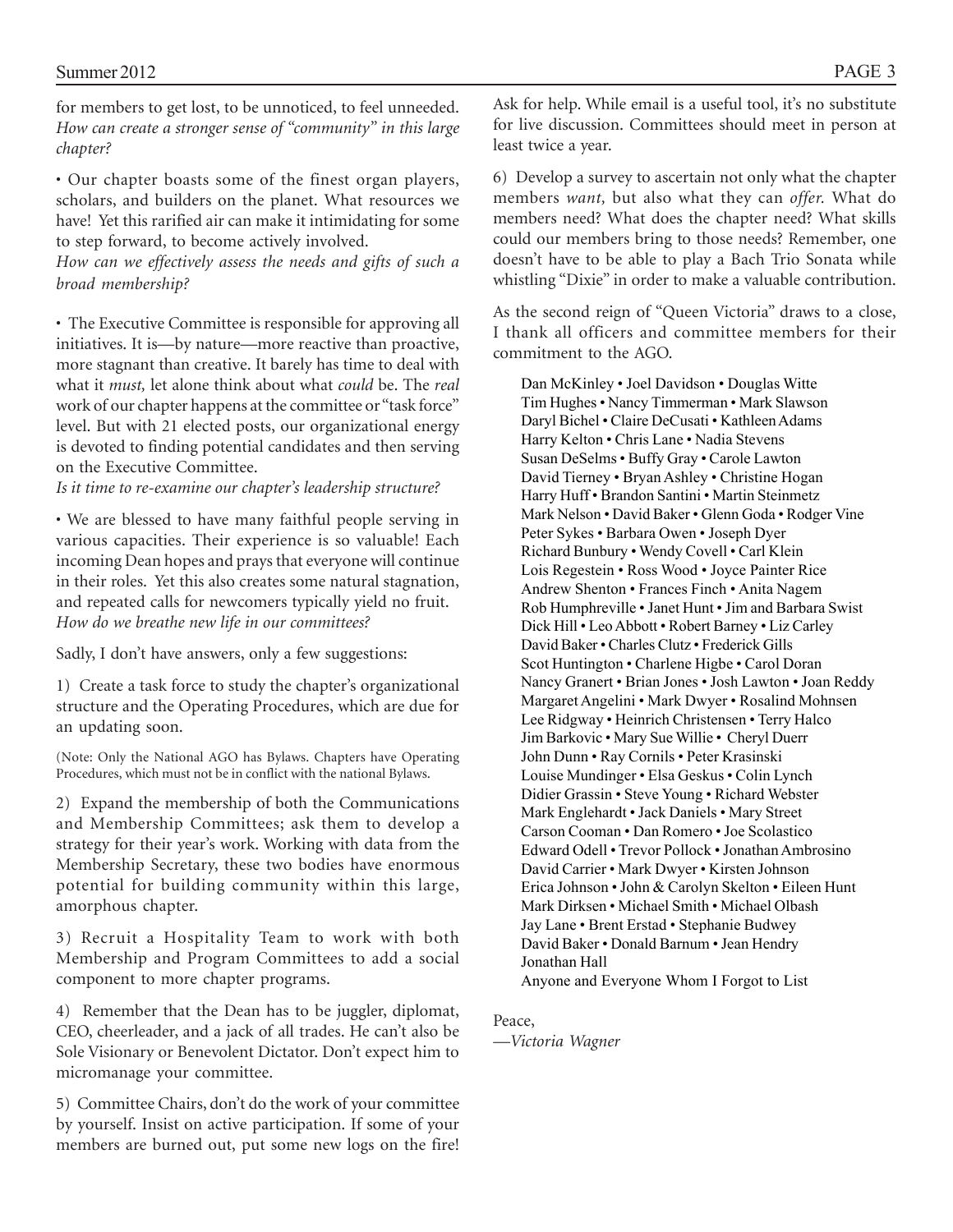for members to get lost, to be unnoticed, to feel unneeded. *How can create a stronger sense of "community" in this large chapter?*

• Our chapter boasts some of the finest organ players, scholars, and builders on the planet. What resources we have! Yet this rarified air can make it intimidating for some to step forward, to become actively involved.
*How can we effectively assess the needs and gifts of such a broad membership?*

• The Executive Committee is responsible for approving all initiatives. It is—by nature—more reactive than proactive, more stagnant than creative. It barely has time to deal with what it *must,* let alone think about what *could* be. The *real* work of our chapter happens at the committee or "task force" level. But with 21 elected posts, our organizational energy is devoted to finding potential candidates and then serving on the Executive Committee.
*Is it time to re-examine our chapter's leadership structure?*

• We are blessed to have many faithful people serving in various capacities. Their experience is so valuable! Each incoming Dean hopes and prays that everyone will continue in their roles. Yet this also creates some natural stagnation, and repeated calls for newcomers typically yield no fruit.
*How do we breathe new life in our committees?*

Sadly, I don't have answers, only a few suggestions:

1) Create a task force to study the chapter's organizational structure and the Operating Procedures, which are due for an updating soon.

(Note: Only the National AGO has Bylaws. Chapters have Operating Procedures, which must not be in conflict with the national Bylaws.

2) Expand the membership of both the Communications and Membership Committees; ask them to develop a strategy for their year's work. Working with data from the Membership Secretary, these two bodies have enormous potential for building community within this large, amorphous chapter.

3) Recruit a Hospitality Team to work with both Membership and Program Committees to add a social component to more chapter programs.

4) Remember that the Dean has to be juggler, diplomat, CEO, cheerleader, and a jack of all trades. He can't also be Sole Visionary or Benevolent Dictator. Don't expect him to micromanage your committee.

5) Committee Chairs, don't do the work of your committee by yourself. Insist on active participation. If some of your members are burned out, put some new logs on the fire! Ask for help. While email is a useful tool, it's no substitute for live discussion. Committees should meet in person at least twice a year.

6) Develop a survey to ascertain not only what the chapter members *want,* but also what they can *offer.* What do members need? What does the chapter need? What skills could our members bring to those needs? Remember, one doesn't have to be able to play a Bach Trio Sonata while whistling "Dixie" in order to make a valuable contribution.

As the second reign of "Queen Victoria" draws to a close, I thank all officers and committee members for their commitment to the AGO.

Dan McKinley • Joel Davidson • Douglas Witte
Tim Hughes • Nancy Timmerman • Mark Slawson
Daryl Bichel • Claire DeCusati • Kathleen Adams
Harry Kelton • Chris Lane • Nadia Stevens
Susan DeSelms • Buffy Gray • Carole Lawton
David Tierney • Bryan Ashley • Christine Hogan
Harry Huff • Brandon Santini • Martin Steinmetz
Mark Nelson • David Baker • Glenn Goda • Rodger Vine
Peter Sykes • Barbara Owen • Joseph Dyer
Richard Bunbury • Wendy Covell • Carl Klein
Lois Regestein • Ross Wood • Joyce Painter Rice
Andrew Shenton • Frances Finch • Anita Nagem
Rob Humphreville • Janet Hunt • Jim and Barbara Swist
Dick Hill • Leo Abbott • Robert Barney • Liz Carley
David Baker • Charles Clutz • Frederick Gills
Scot Huntington • Charlene Higbe • Carol Doran
Nancy Granert • Brian Jones • Josh Lawton • Joan Reddy
Margaret Angelini • Mark Dwyer • Rosalind Mohnsen
Lee Ridgway • Heinrich Christensen • Terry Halco
Jim Barkovic • Mary Sue Willie • Cheryl Duerr
John Dunn • Ray Cornils • Peter Krasinski
Louise Mundinger • Elsa Geskus • Colin Lynch
Didier Grassin • Steve Young • Richard Webster
Mark Englehardt • Jack Daniels • Mary Street
Carson Cooman • Dan Romero • Joe Scolastico
Edward Odell • Trevor Pollock • Jonathan Ambrosino
David Carrier • Mark Dwyer • Kirsten Johnson
Erica Johnson • John & Carolyn Skelton • Eileen Hunt
Mark Dirksen • Michael Smith • Michael Olbash
Jay Lane • Brent Erstad • Stephanie Budwey
David Baker • Donald Barnum • Jean Hendry
Jonathan Hall
Anyone and Everyone Whom I Forgot to List

Peace,
*—Victoria Wagner*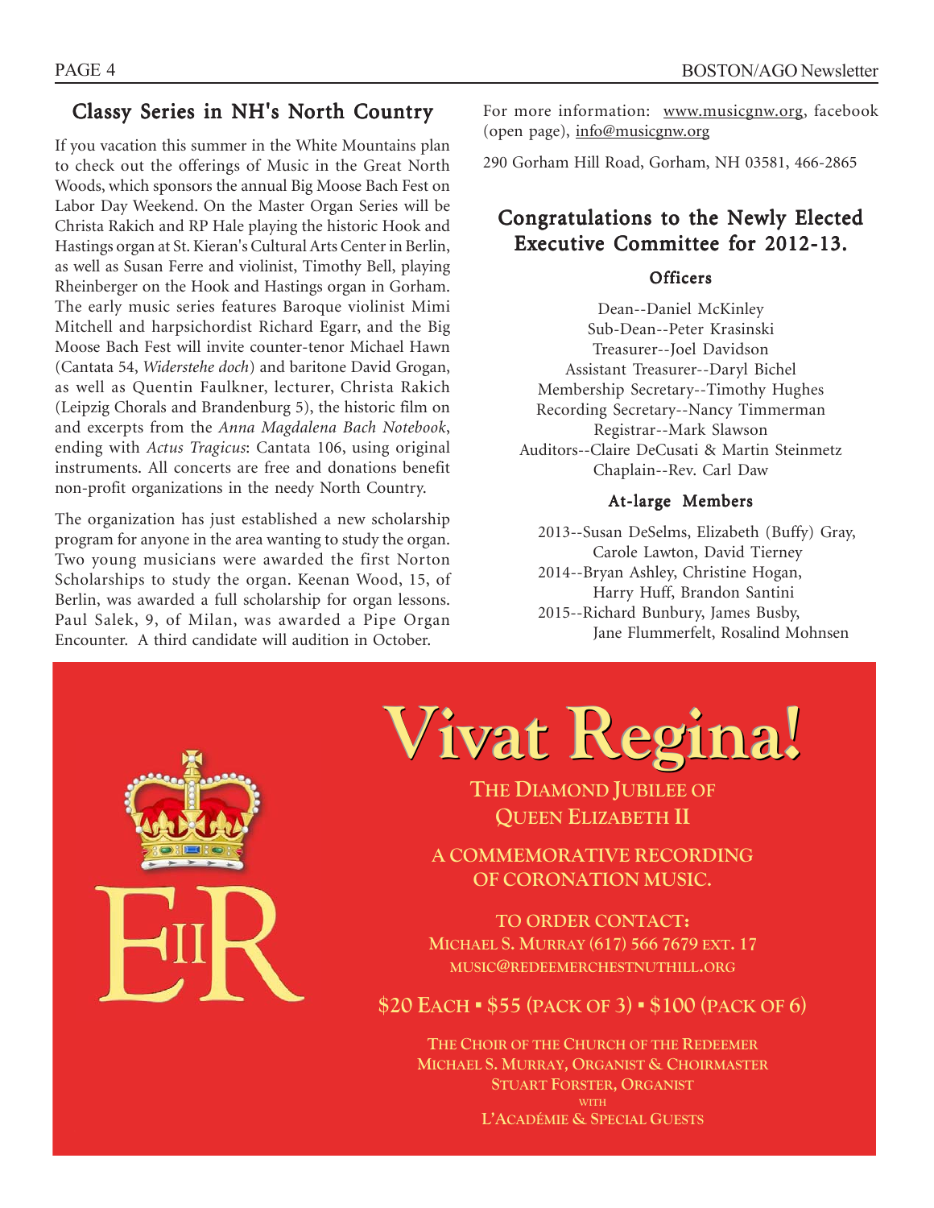## Classy Series in NH's North Country

If you vacation this summer in the White Mountains plan to check out the offerings of Music in the Great North Woods, which sponsors the annual Big Moose Bach Fest on Labor Day Weekend. On the Master Organ Series will be Christa Rakich and RP Hale playing the historic Hook and Hastings organ at St. Kieran's Cultural Arts Center in Berlin, as well as Susan Ferre and violinist, Timothy Bell, playing Rheinberger on the Hook and Hastings organ in Gorham. The early music series features Baroque violinist Mimi Mitchell and harpsichordist Richard Egarr, and the Big Moose Bach Fest will invite counter-tenor Michael Hawn (Cantata 54, *Widerstehe doch*) and baritone David Grogan, as well as Quentin Faulkner, lecturer, Christa Rakich (Leipzig Chorals and Brandenburg 5), the historic film on and excerpts from the *Anna Magdalena Bach Notebook*, ending with *Actus Tragicus*: Cantata 106, using original instruments. All concerts are free and donations benefit non-profit organizations in the needy North Country.

The organization has just established a new scholarship program for anyone in the area wanting to study the organ. Two young musicians were awarded the first Norton Scholarships to study the organ. Keenan Wood, 15, of Berlin, was awarded a full scholarship for organ lessons. Paul Salek, 9, of Milan, was awarded a Pipe Organ Encounter. A third candidate will audition in October.

For more information: www.musicgnw.org, facebook (open page), info@musicgnw.org

290 Gorham Hill Road, Gorham, NH 03581, 466-2865

## Congratulations to the Newly Elected Executive Committee for 2012-13.

### Officers

Dean--Daniel McKinley
Sub-Dean--Peter Krasinski
Treasurer--Joel Davidson
Assistant Treasurer--Daryl Bichel
Membership Secretary--Timothy Hughes
Recording Secretary--Nancy Timmerman
Registrar--Mark Slawson
Auditors--Claire DeCusati & Martin Steinmetz
Chaplain--Rev. Carl Daw

### At-large Members

2013--Susan DeSelms, Elizabeth (Buffy) Gray, Carole Lawton, David Tierney
2014--Bryan Ashley, Christine Hogan, Harry Huff, Brandon Santini
2015--Richard Bunbury, James Busby, Jane Flummerfelt, Rosalind Mohnsen

# Vivat Regina!

EIIR

THE DIAMOND JUBILEE OF QUEEN ELIZABETH II

A COMMEMORATIVE RECORDING OF CORONATION MUSIC.

TO ORDER CONTACT:
MICHAEL S. MURRAY (617) 566 7679 EXT. 17
MUSIC@REDEEMERCHESTNUTHILL.ORG

$20 EACH ▪ $55 (PACK OF 3) ▪ $100 (PACK OF 6)

THE CHOIR OF THE CHURCH OF THE REDEEMER
MICHAEL S. MURRAY, ORGANIST & CHOIRMASTER
STUART FORSTER, ORGANIST
WITH
L'ACADÉMIE & SPECIAL GUESTS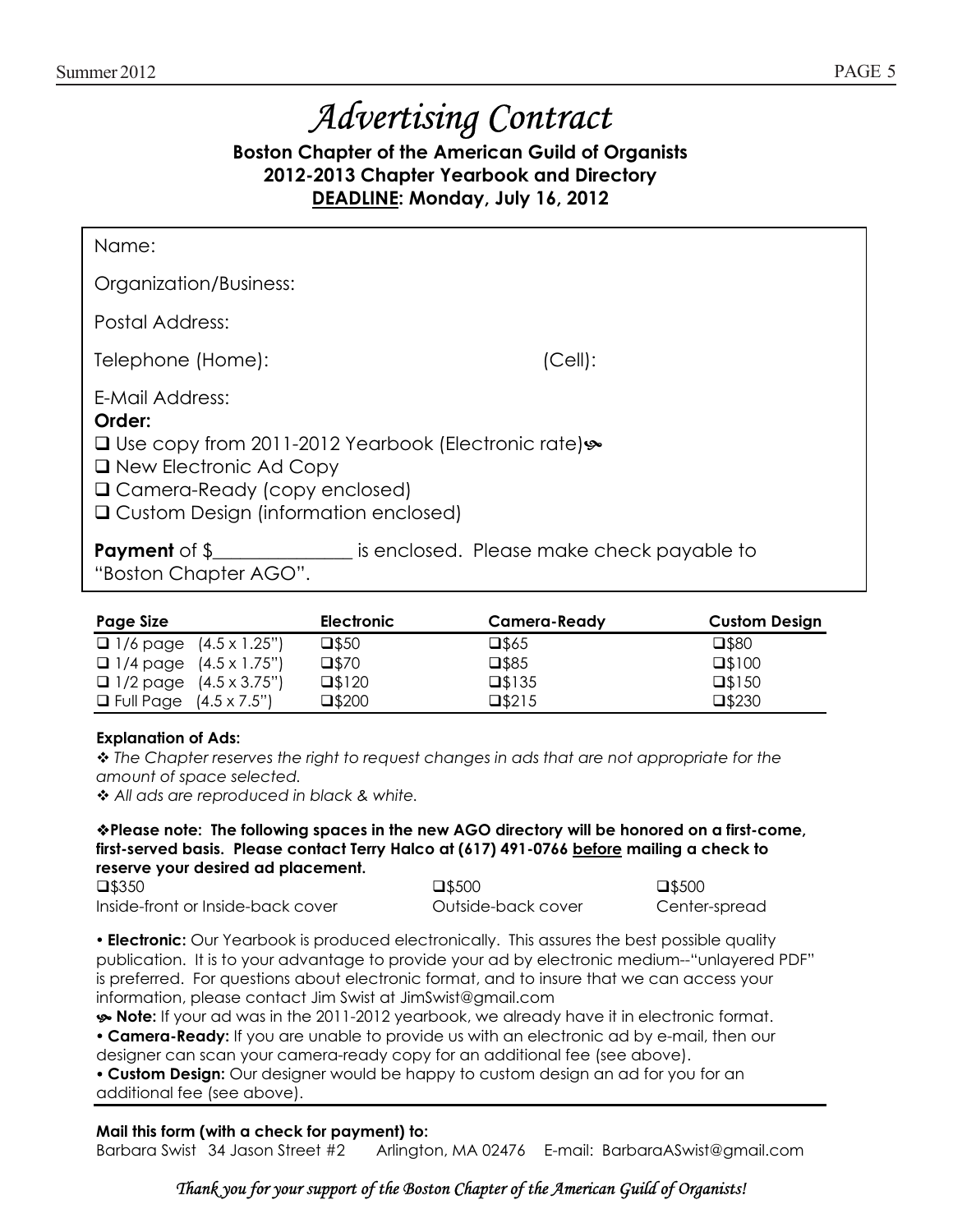# Advertising Contract

**Boston Chapter of the American Guild of Organists**
**2012-2013 Chapter Yearbook and Directory**
**DEADLINE: Monday, July 16, 2012**

Name:

Organization/Business:

Postal Address:

Telephone (Home): (Cell):

E-Mail Address:

**Order:**

❑ Use copy from 2011-2012 Yearbook (Electronic rate)☙
❑ New Electronic Ad Copy
❑ Camera-Ready (copy enclosed)
❑ Custom Design (information enclosed)

**Payment** of $_______________ is enclosed. Please make check payable to "Boston Chapter AGO".

| Page Size | Electronic | Camera-Ready | Custom Design |
|---|---|---|---|
| ❑ 1/6 page (4.5 x 1.25") | ❑$50 | ❑$65 | ❑$80 |
| ❑ 1/4 page (4.5 x 1.75") | ❑$70 | ❑$85 | ❑$100 |
| ❑ 1/2 page (4.5 x 3.75") | ❑$120 | ❑$135 | ❑$150 |
| ❑ Full Page (4.5 x 7.5") | ❑$200 | ❑$215 | ❑$230 |

**Explanation of Ads:**

❖ *The Chapter reserves the right to request changes in ads that are not appropriate for the amount of space selected.*

❖ *All ads are reproduced in black & white.*

**❖Please note: The following spaces in the new AGO directory will be honored on a first-come, first-served basis. Please contact Terry Halco at (617) 491-0766 before mailing a check to reserve your desired ad placement.**

| ❑$350 | ❑$500 | ❑$500 |
|---|---|---|
| Inside-front or Inside-back cover | Outside-back cover | Center-spread |

• **Electronic:** Our Yearbook is produced electronically. This assures the best possible quality publication. It is to your advantage to provide your ad by electronic medium--"unlayered PDF" is preferred. For questions about electronic format, and to insure that we can access your information, please contact Jim Swist at JimSwist@gmail.com

☙ **Note:** If your ad was in the 2011-2012 yearbook, we already have it in electronic format.

• **Camera-Ready:** If you are unable to provide us with an electronic ad by e-mail, then our designer can scan your camera-ready copy for an additional fee (see above).

• **Custom Design:** Our designer would be happy to custom design an ad for you for an additional fee (see above).

**Mail this form (with a check for payment) to:**
Barbara Swist 34 Jason Street #2 Arlington, MA 02476 E-mail: BarbaraASwist@gmail.com

*Thank you for your support of the Boston Chapter of the American Guild of Organists!*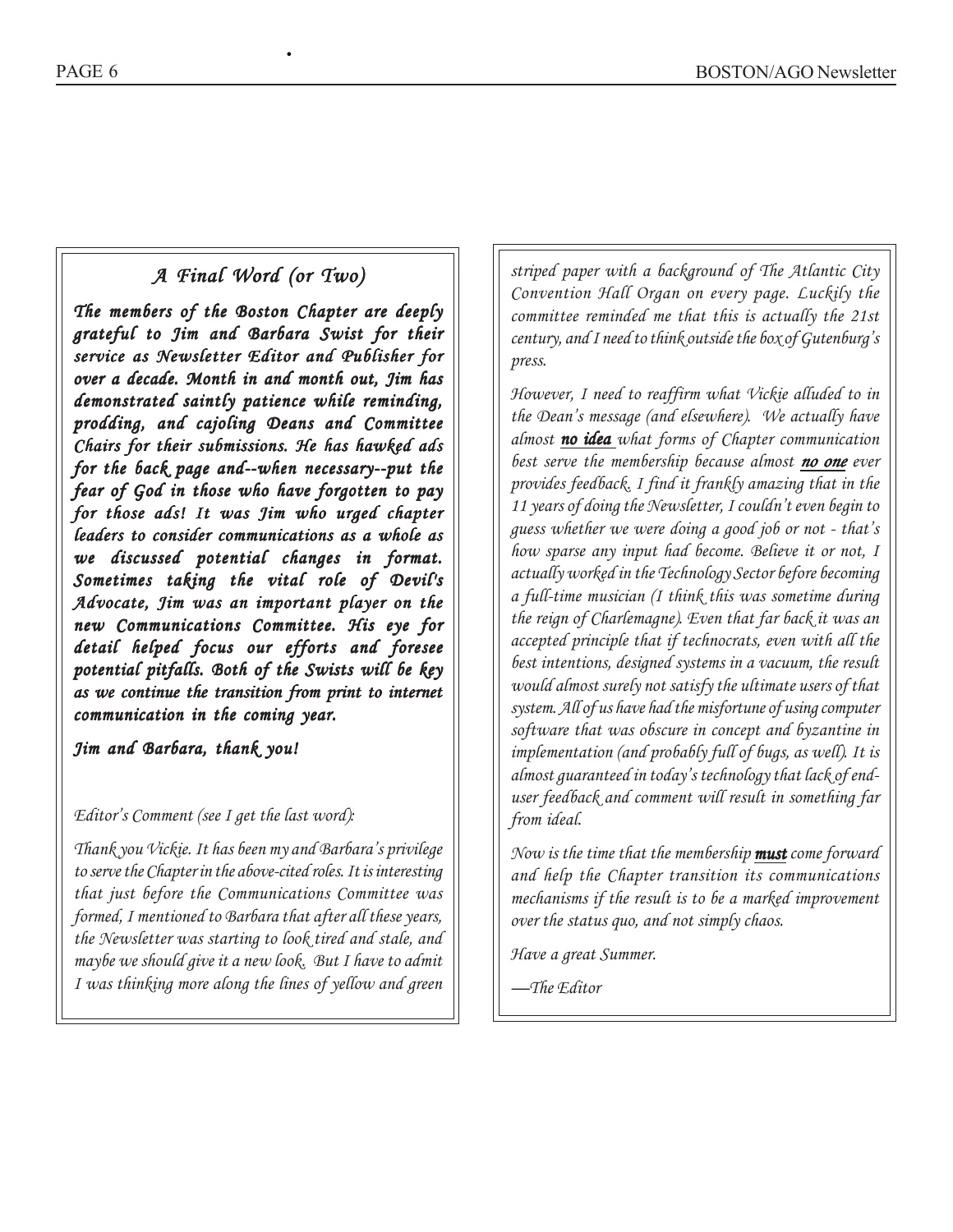## *A Final Word (or Two)*

***The members of the Boston Chapter are deeply grateful to Jim and Barbara Swist for their service as Newsletter Editor and Publisher for over a decade. Month in and month out, Jim has demonstrated saintly patience while reminding, prodding, and cajoling Deans and Committee Chairs for their submissions. He has hawked ads for the back page and--when necessary--put the fear of God in those who have forgotten to pay for those ads! It was Jim who urged chapter leaders to consider communications as a whole as we discussed potential changes in format. Sometimes taking the vital role of Devil's Advocate, Jim was an important player on the new Communications Committee. His eye for detail helped focus our efforts and foresee potential pitfalls. Both of the Swists will be key as we continue the transition from print to internet communication in the coming year.***

***Jim and Barbara, thank you!***

*Editor's Comment (see I get the last word):*

*Thank you Vickie. It has been my and Barbara's privilege to serve the Chapter in the above-cited roles. It is interesting that just before the Communications Committee was formed, I mentioned to Barbara that after all these years, the Newsletter was starting to look tired and stale, and maybe we should give it a new look. But I have to admit I was thinking more along the lines of yellow and green striped paper with a background of The Atlantic City Convention Hall Organ on every page. Luckily the committee reminded me that this is actually the 21st century, and I need to think outside the box of Gutenburg's press.*

*However, I need to reaffirm what Vickie alluded to in the Dean's message (and elsewhere). We actually have almost **no idea** what forms of Chapter communication best serve the membership because almost **no one** ever provides feedback. I find it frankly amazing that in the 11 years of doing the Newsletter, I couldn't even begin to guess whether we were doing a good job or not - that's how sparse any input had become. Believe it or not, I actually worked in the Technology Sector before becoming a full-time musician (I think this was sometime during the reign of Charlemagne). Even that far back it was an accepted principle that if technocrats, even with all the best intentions, designed systems in a vacuum, the result would almost surely not satisfy the ultimate users of that system. All of us have had the misfortune of using computer software that was obscure in concept and byzantine in implementation (and probably full of bugs, as well). It is almost guaranteed in today's technology that lack of end-user feedback and comment will result in something far from ideal.*

*Now is the time that the membership **must** come forward and help the Chapter transition its communications mechanisms if the result is to be a marked improvement over the status quo, and not simply chaos.*

*Have a great Summer.*

*—The Editor*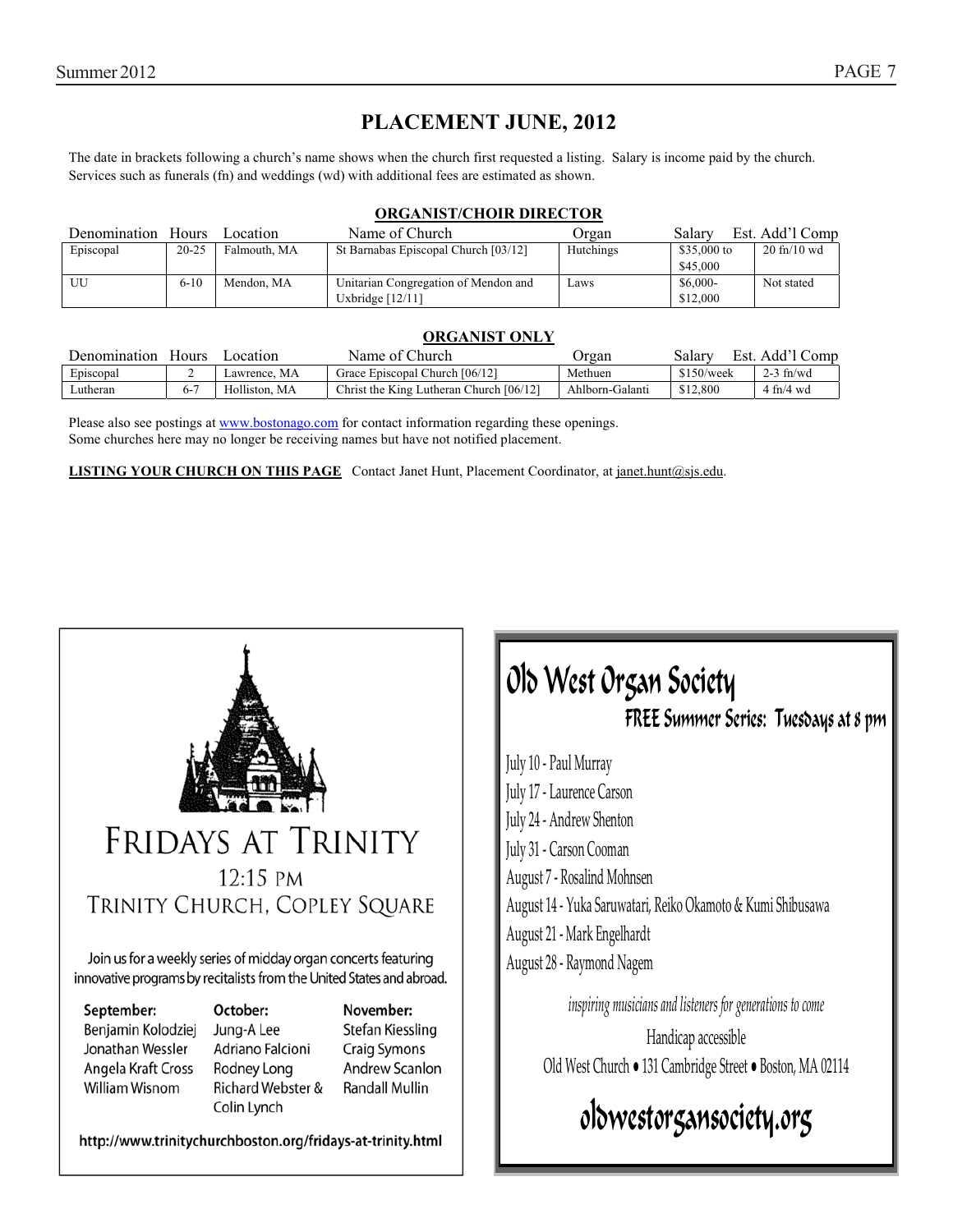# PLACEMENT JUNE, 2012

The date in brackets following a church's name shows when the church first requested a listing. Salary is income paid by the church. Services such as funerals (fn) and weddings (wd) with additional fees are estimated as shown.

## ORGANIST/CHOIR DIRECTOR

| Denomination | Hours | Location | Name of Church | Organ | Salary | Est. Add'l Comp |
|---|---|---|---|---|---|---|
| Episcopal | 20-25 | Falmouth, MA | St Barnabas Episcopal Church [03/12] | Hutchings | $35,000 to $45,000 | 20 fn/10 wd |
| UU | 6-10 | Mendon, MA | Unitarian Congregation of Mendon and Uxbridge [12/11] | Laws | $6,000-$12,000 | Not stated |

## ORGANIST ONLY

| Denomination | Hours | Location | Name of Church | Organ | Salary | Est. Add'l Comp |
|---|---|---|---|---|---|---|
| Episcopal | 2 | Lawrence, MA | Grace Episcopal Church [06/12] | Methuen | $150/week | 2-3 fn/wd |
| Lutheran | 6-7 | Holliston, MA | Christ the King Lutheran Church [06/12] | Ahlborn-Galanti | $12,800 | 4 fn/4 wd |

Please also see postings at www.bostonago.com for contact information regarding these openings.
Some churches here may no longer be receiving names but have not notified placement.

**LISTING YOUR CHURCH ON THIS PAGE** Contact Janet Hunt, Placement Coordinator, at janet.hunt@sjs.edu.

## FRIDAYS AT TRINITY

12:15 PM

TRINITY CHURCH, COPLEY SQUARE

Join us for a weekly series of midday organ concerts featuring innovative programs by recitalists from the United States and abroad.

**September:**
Benjamin Kolodziej
Jonathan Wessler
Angela Kraft Cross
William Wisnom

**October:**
Jung-A Lee
Adriano Falcioni
Rodney Long
Richard Webster & Colin Lynch

**November:**
Stefan Kiessling
Craig Symons
Andrew Scanlon
Randall Mullin

http://www.trinitychurchboston.org/fridays-at-trinity.html

## Old West Organ Society

### FREE Summer Series: Tuesdays at 8 pm

July 10 - Paul Murray
July 17 - Laurence Carson
July 24 - Andrew Shenton
July 31 - Carson Cooman
August 7 - Rosalind Mohnsen
August 14 - Yuka Saruwatari, Reiko Okamoto & Kumi Shibusawa
August 21 - Mark Engelhardt
August 28 - Raymond Nagem

*inspiring musicians and listeners for generations to come*

Handicap accessible

Old West Church • 131 Cambridge Street • Boston, MA 02114

oldwestorgansociety.org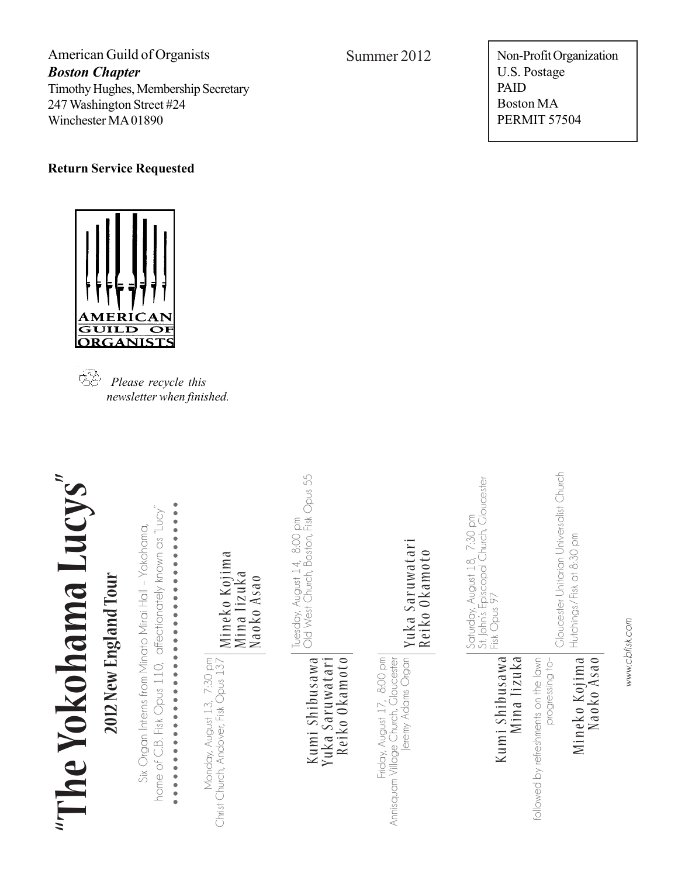American Guild of Organists
***Boston Chapter***
Timothy Hughes, Membership Secretary
247 Washington Street #24
Winchester MA 01890

Summer 2012

Non-Profit Organization
U.S. Postage
PAID
Boston MA
PERMIT 57504

**Return Service Requested**

AMERICAN GUILD OF ORGANISTS

*Please recycle this newsletter when finished.*

# "The Yokohama Lucys"

## 2012 New England Tour

Six Organ Interns from Minato Mirai Hall – Yokohama, home of C.B. Fisk Opus 110, affectionately known as "Lucy"

Monday, August 13, 7:30 pm
Christ Church, Andover, Fisk Opus 137

Mineko Kojima
Mina Iizuka
Naoko Asao

Tuesday, August 14, 8:00 pm
Old West Church, Boston, Fisk Opus 55

Kumi Shibusawa
Yuka Saruwatari
Reiko Okamoto

Friday, August 17, 8:00 pm
Annisquam Village Church, Gloucester
Jeremy Adams Organ

Yuka Saruwatari
Reiko Okamoto

Saturday, August 18, 7:30 pm
St. John's Episcopal Church, Gloucester
Fisk Opus 97

Kumi Shibusawa
Mina Iizuka

followed by refreshments on the lawn
progressing to–

Gloucester Unitarian Universalist Church
Hutchings/Fisk at 8:30 pm

Mineko Kojima
Naoko Asao

www.cbfisk.com